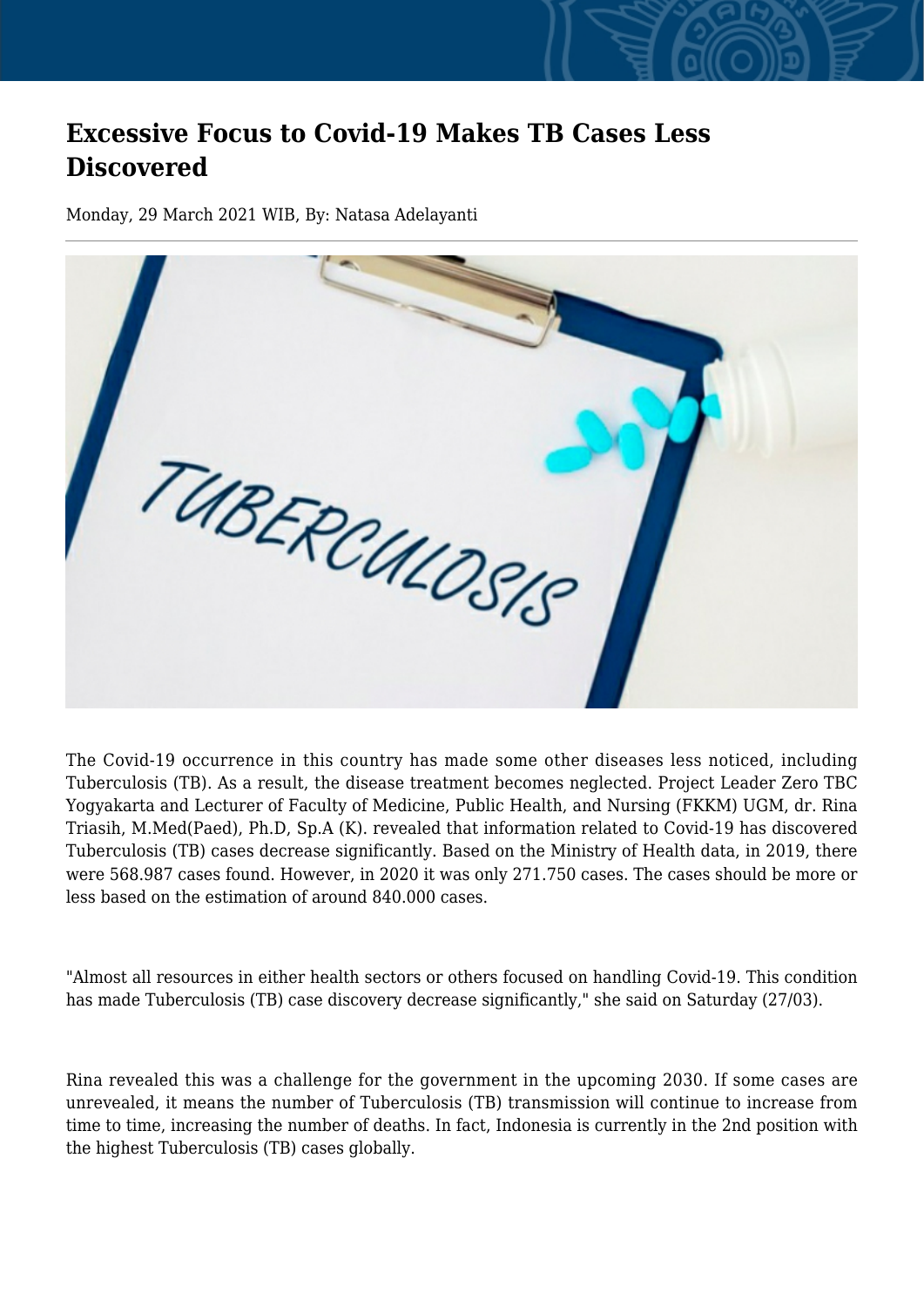# Excessive Focus to Covid-19 Makes TB Cases Less Discovered

Monday, 29 March 2021 WIB, By: Natasa Adelayanti

The Covid-19 occurrence in this country has made some other diseases less noticed, including Tuberculosis (TB). As a result, the disease treatment becomes neglected. Project Leader Zero TBC Yogyakarta and Lecturer of Faculty of Medicine, Public Health, and Nursing (FKKM) UGM, dr. Rina Triasih, M.Med(Paed), Ph.D, Sp.A (K). revealed that information related to Covid-19 has discovered Tuberculosis (TB) cases decrease significantly. Based on the Ministry of Health data, in 2019, there were 568.987 cases found. However, in 2020 it was only 271.750 cases. The cases should be more or less based on the estimation of around 840.000 cases.

"Almost all resources in either health sectors or others focused on handling Covid-19. This condition has made Tuberculosis (TB) case discovery decrease significantly," she said on Saturday (27/03).

Rina revealed this was a challenge for the government in the upcoming 2030. If some cases are unrevealed, it means the number of Tuberculosis (TB) transmission will continue to increase from time to time, increasing the number of deaths. In fact, Indonesia is currently in the 2nd position with the highest Tuberculosis (TB) cases globally.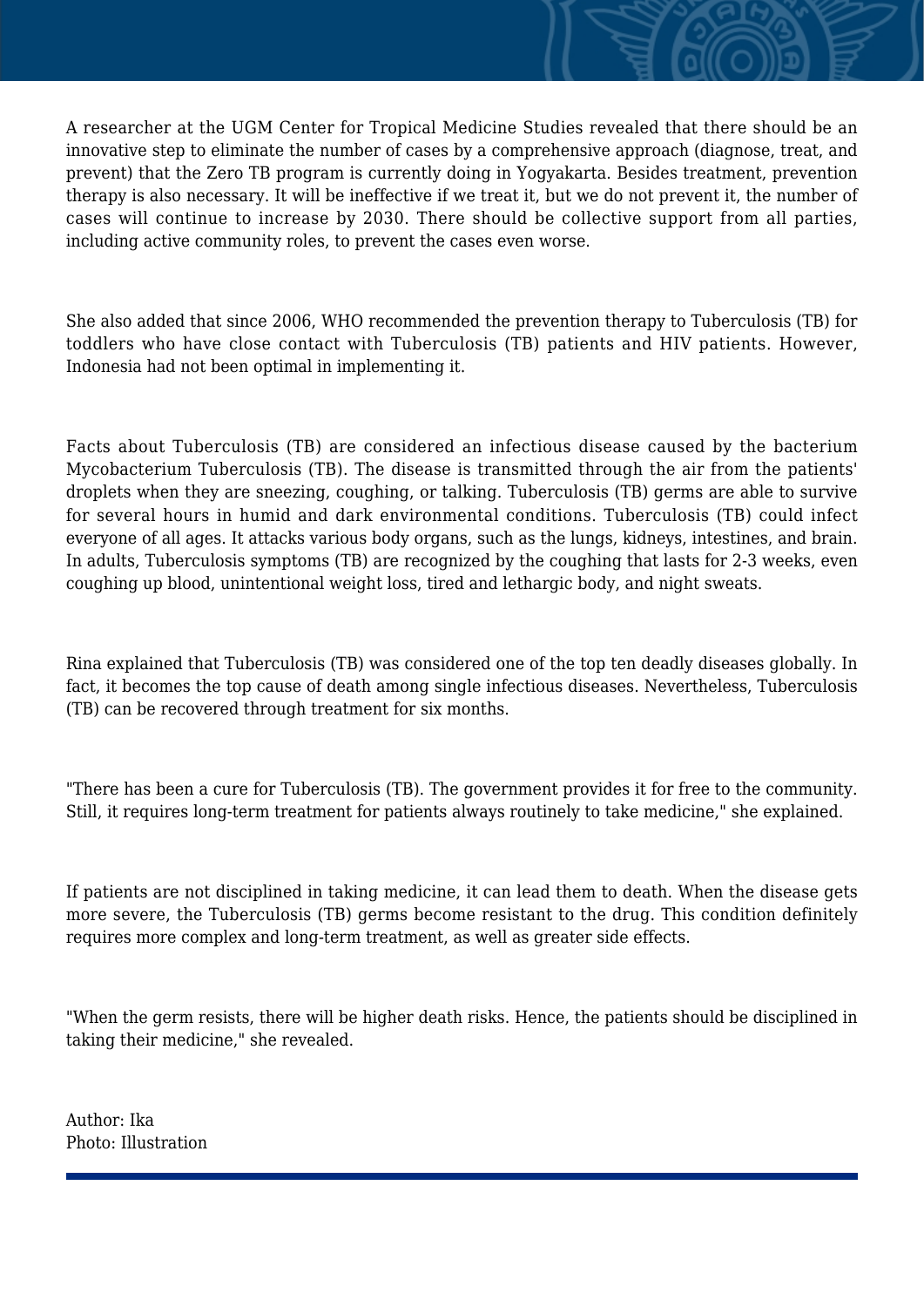A researcher at the UGM Center for Tropical Medicine Studies revealed that there should be an innovative step to eliminate the number of cases by a comprehensive approach (diagnose, treat, and prevent) that the Zero TB program is currently doing in Yogyakarta. Besides treatment, prevention therapy is also necessary. It will be ineffective if we treat it, but we do not prevent it, the number of cases will continue to increase by 2030. There should be collective support from all parties, including active community roles, to prevent the cases even worse.

She also added that since 2006, WHO recommended the prevention therapy to Tuberculosis (TB) for toddlers who have close contact with Tuberculosis (TB) patients and HIV patients. However, Indonesia had not been optimal in implementing it.

Facts about Tuberculosis (TB) are considered an infectious disease caused by the bacterium Mycobacterium Tuberculosis (TB). The disease is transmitted through the air from the patients' droplets when they are sneezing, coughing, or talking. Tuberculosis (TB) germs are able to survive for several hours in humid and dark environmental conditions. Tuberculosis (TB) could infect everyone of all ages. It attacks various body organs, such as the lungs, kidneys, intestines, and brain. In adults, Tuberculosis symptoms (TB) are recognized by the coughing that lasts for 2-3 weeks, even coughing up blood, unintentional weight loss, tired and lethargic body, and night sweats.

Rina explained that Tuberculosis (TB) was considered one of the top ten deadly diseases globally. In fact, it becomes the top cause of death among single infectious diseases. Nevertheless, Tuberculosis (TB) can be recovered through treatment for six months.

"There has been a cure for Tuberculosis (TB). The government provides it for free to the community. Still, it requires long-term treatment for patients always routinely to take medicine," she explained.

If patients are not disciplined in taking medicine, it can lead them to death. When the disease gets more severe, the Tuberculosis (TB) germs become resistant to the drug. This condition definitely requires more complex and long-term treatment, as well as greater side effects.

"When the germ resists, there will be higher death risks. Hence, the patients should be disciplined in taking their medicine," she revealed.

Author: Ika
Photo: Illustration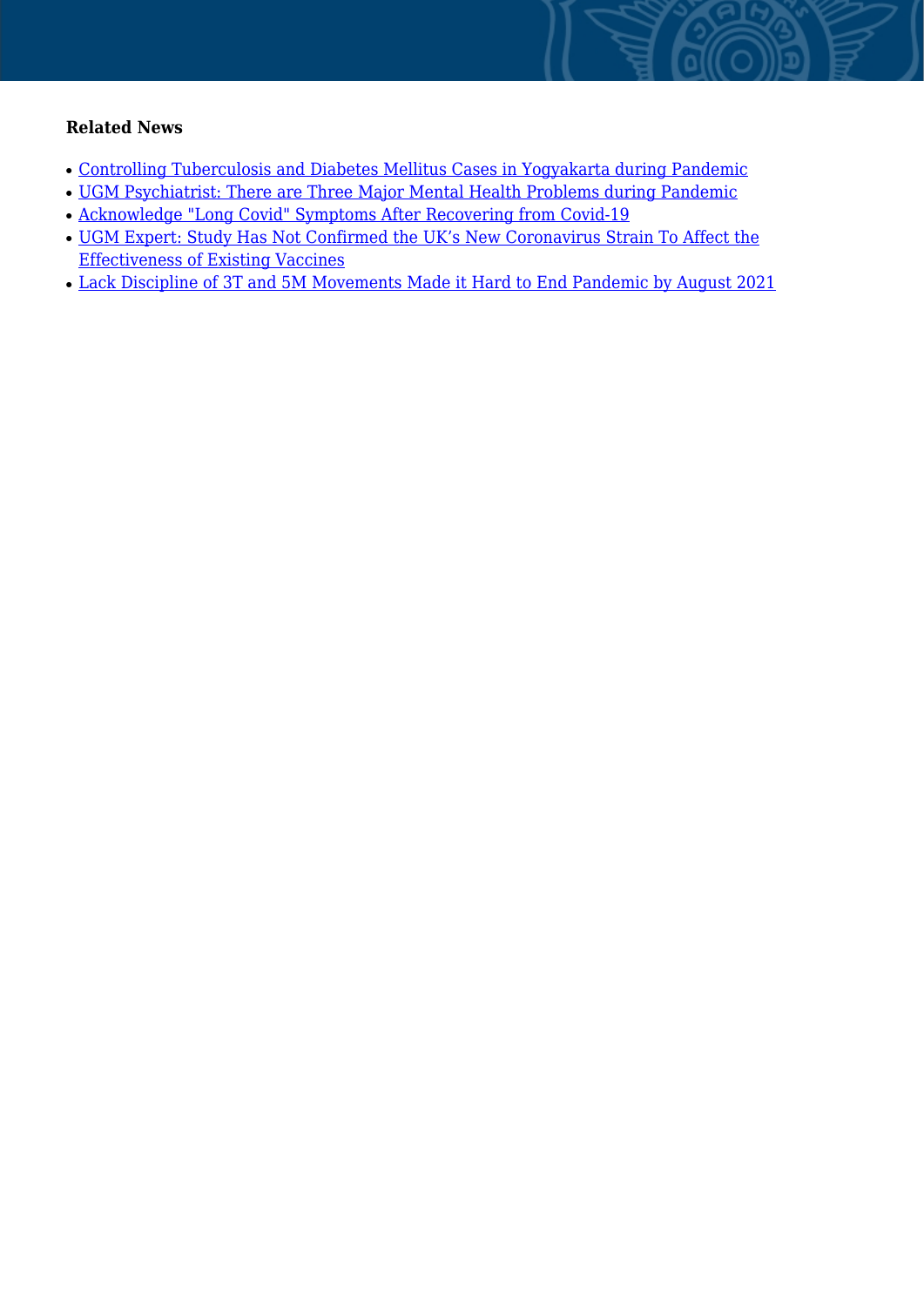**Related News**

- Controlling Tuberculosis and Diabetes Mellitus Cases in Yogyakarta during Pandemic
- UGM Psychiatrist: There are Three Major Mental Health Problems during Pandemic
- Acknowledge "Long Covid" Symptoms After Recovering from Covid-19
- UGM Expert: Study Has Not Confirmed the UK's New Coronavirus Strain To Affect the Effectiveness of Existing Vaccines
- Lack Discipline of 3T and 5M Movements Made it Hard to End Pandemic by August 2021